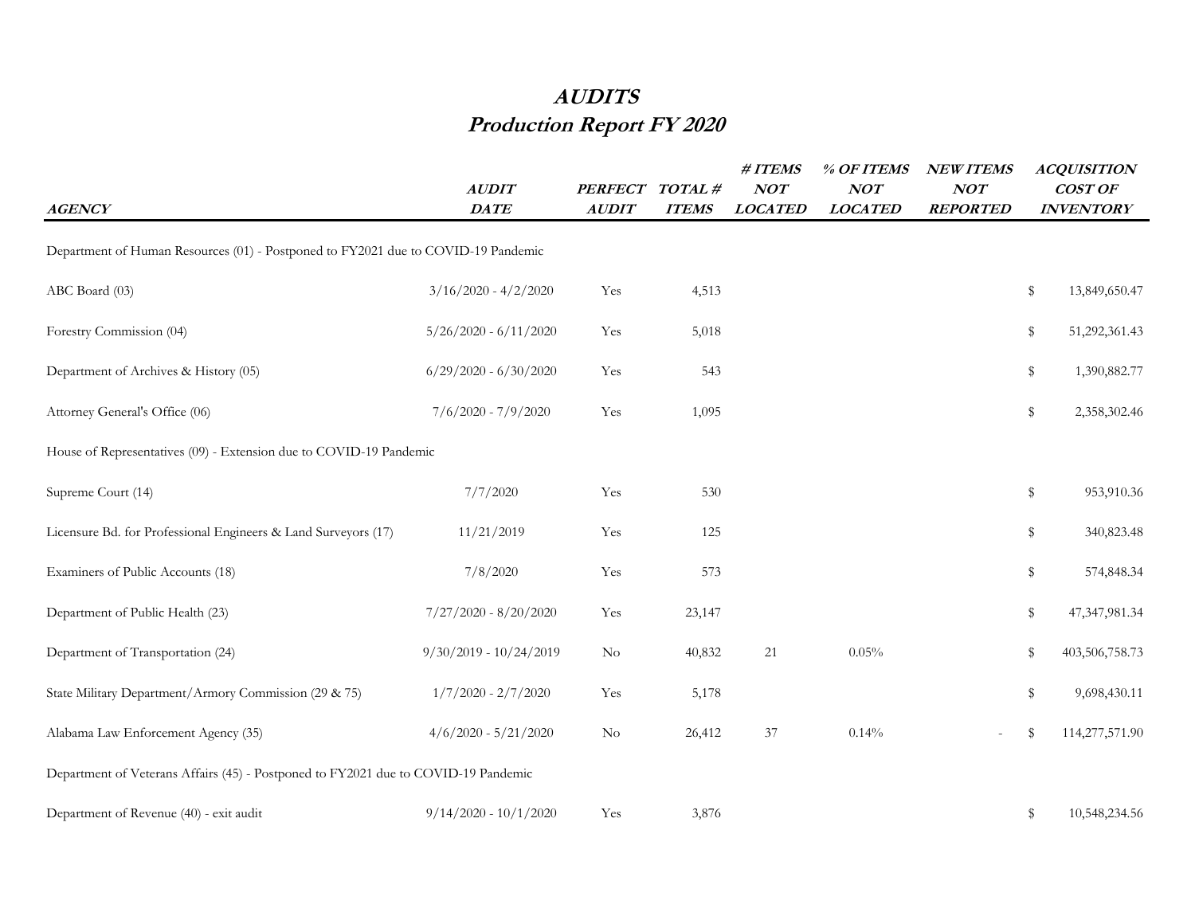# AUDITS
## Production Report FY 2020

| AGENCY | AUDIT DATE | PERFECT AUDIT | TOTAL # ITEMS | # ITEMS NOT LOCATED | % OF ITEMS NOT LOCATED | NEW ITEMS NOT REPORTED | ACQUISITION COST OF INVENTORY |
|---|---|---|---|---|---|---|---|
| Department of Human Resources (01) - Postponed to FY2021 due to COVID-19 Pandemic | | | | | | | |
| ABC Board (03) | 3/16/2020 - 4/2/2020 | Yes | 4,513 | | | | $ 13,849,650.47 |
| Forestry Commission (04) | 5/26/2020 - 6/11/2020 | Yes | 5,018 | | | | $ 51,292,361.43 |
| Department of Archives & History (05) | 6/29/2020 - 6/30/2020 | Yes | 543 | | | | $ 1,390,882.77 |
| Attorney General's Office (06) | 7/6/2020 - 7/9/2020 | Yes | 1,095 | | | | $ 2,358,302.46 |
| House of Representatives (09) - Extension due to COVID-19 Pandemic | | | | | | | |
| Supreme Court (14) | 7/7/2020 | Yes | 530 | | | | $ 953,910.36 |
| Licensure Bd. for Professional Engineers & Land Surveyors (17) | 11/21/2019 | Yes | 125 | | | | $ 340,823.48 |
| Examiners of Public Accounts (18) | 7/8/2020 | Yes | 573 | | | | $ 574,848.34 |
| Department of Public Health (23) | 7/27/2020 - 8/20/2020 | Yes | 23,147 | | | | $ 47,347,981.34 |
| Department of Transportation (24) | 9/30/2019 - 10/24/2019 | No | 40,832 | 21 | 0.05% | | $ 403,506,758.73 |
| State Military Department/Armory Commission (29 & 75) | 1/7/2020 - 2/7/2020 | Yes | 5,178 | | | | $ 9,698,430.11 |
| Alabama Law Enforcement Agency (35) | 4/6/2020 - 5/21/2020 | No | 26,412 | 37 | 0.14% | - | $ 114,277,571.90 |
| Department of Veterans Affairs (45) - Postponed to FY2021 due to COVID-19 Pandemic | | | | | | | |
| Department of Revenue (40) - exit audit | 9/14/2020 - 10/1/2020 | Yes | 3,876 | | | | $ 10,548,234.56 |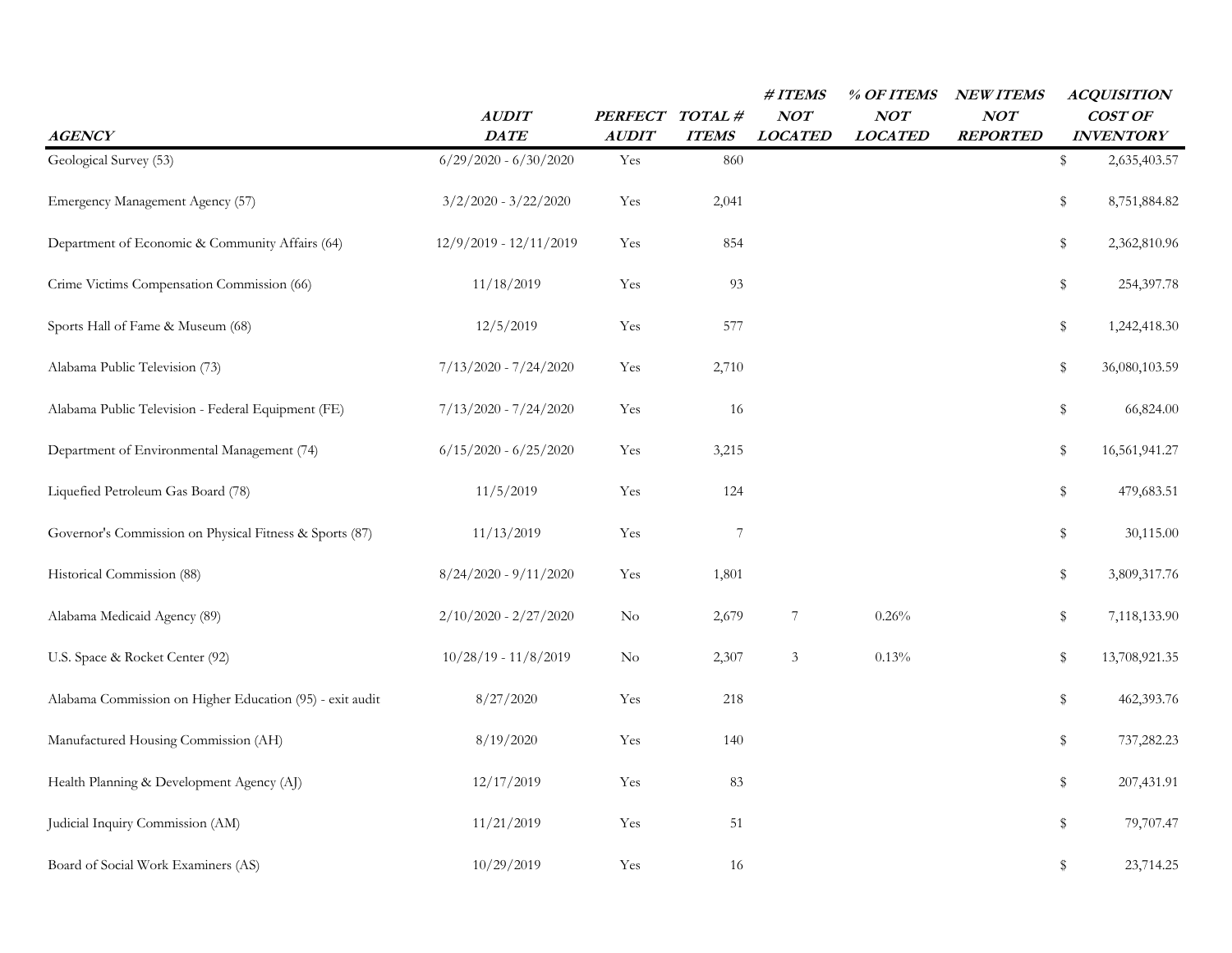| *AGENCY* | *AUDIT DATE* | *PERFECT AUDIT* | *TOTAL # ITEMS* | *# ITEMS NOT LOCATED* | *% OF ITEMS NOT LOCATED* | *NEW ITEMS NOT REPORTED* | *ACQUISITION COST OF INVENTORY* |
|---|---|---|---|---|---|---|---|
| Geological Survey (53) | 6/29/2020 - 6/30/2020 | Yes | 860 | | | | $ 2,635,403.57 |
| Emergency Management Agency (57) | 3/2/2020 - 3/22/2020 | Yes | 2,041 | | | | $ 8,751,884.82 |
| Department of Economic & Community Affairs (64) | 12/9/2019 - 12/11/2019 | Yes | 854 | | | | $ 2,362,810.96 |
| Crime Victims Compensation Commission (66) | 11/18/2019 | Yes | 93 | | | | $ 254,397.78 |
| Sports Hall of Fame & Museum (68) | 12/5/2019 | Yes | 577 | | | | $ 1,242,418.30 |
| Alabama Public Television (73) | 7/13/2020 - 7/24/2020 | Yes | 2,710 | | | | $ 36,080,103.59 |
| Alabama Public Television - Federal Equipment (FE) | 7/13/2020 - 7/24/2020 | Yes | 16 | | | | $ 66,824.00 |
| Department of Environmental Management (74) | 6/15/2020 - 6/25/2020 | Yes | 3,215 | | | | $ 16,561,941.27 |
| Liquefied Petroleum Gas Board (78) | 11/5/2019 | Yes | 124 | | | | $ 479,683.51 |
| Governor's Commission on Physical Fitness & Sports (87) | 11/13/2019 | Yes | 7 | | | | $ 30,115.00 |
| Historical Commission (88) | 8/24/2020 - 9/11/2020 | Yes | 1,801 | | | | $ 3,809,317.76 |
| Alabama Medicaid Agency (89) | 2/10/2020 - 2/27/2020 | No | 2,679 | 7 | 0.26% | | $ 7,118,133.90 |
| U.S. Space & Rocket Center (92) | 10/28/19 - 11/8/2019 | No | 2,307 | 3 | 0.13% | | $ 13,708,921.35 |
| Alabama Commission on Higher Education (95) - exit audit | 8/27/2020 | Yes | 218 | | | | $ 462,393.76 |
| Manufactured Housing Commission (AH) | 8/19/2020 | Yes | 140 | | | | $ 737,282.23 |
| Health Planning & Development Agency (AJ) | 12/17/2019 | Yes | 83 | | | | $ 207,431.91 |
| Judicial Inquiry Commission (AM) | 11/21/2019 | Yes | 51 | | | | $ 79,707.47 |
| Board of Social Work Examiners (AS) | 10/29/2019 | Yes | 16 | | | | $ 23,714.25 |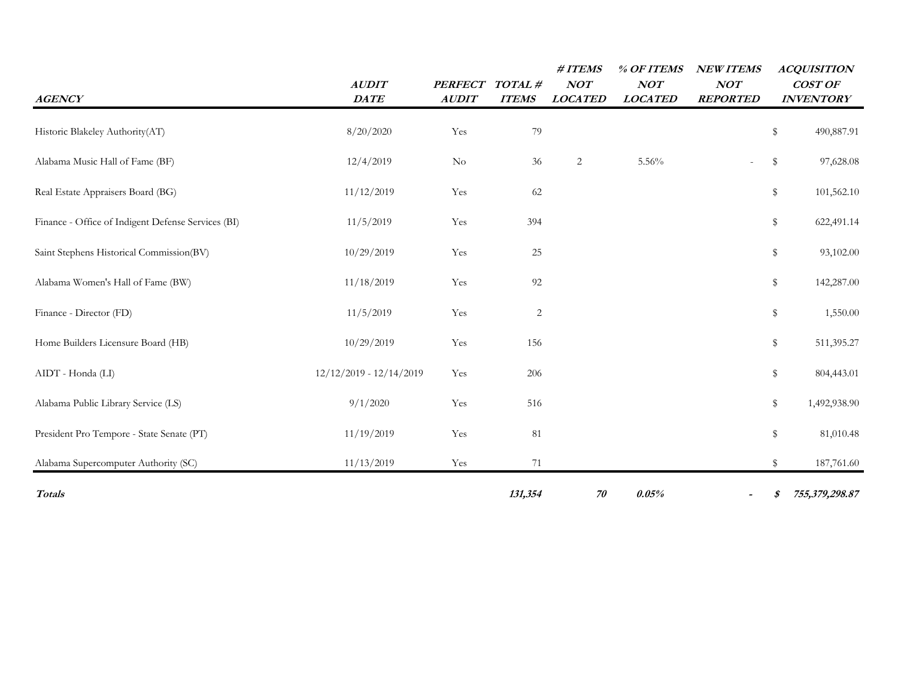| AGENCY | AUDIT DATE | PERFECT AUDIT | TOTAL # ITEMS | # ITEMS NOT LOCATED | % OF ITEMS NOT LOCATED | NEW ITEMS NOT REPORTED | ACQUISITION COST OF INVENTORY |
|---|---|---|---|---|---|---|---|
| Historic Blakeley Authority(AT) | 8/20/2020 | Yes | 79 | | | | $ 490,887.91 |
| Alabama Music Hall of Fame (BF) | 12/4/2019 | No | 36 | 2 | 5.56% | - | $ 97,628.08 |
| Real Estate Appraisers Board (BG) | 11/12/2019 | Yes | 62 | | | | $ 101,562.10 |
| Finance - Office of Indigent Defense Services (BI) | 11/5/2019 | Yes | 394 | | | | $ 622,491.14 |
| Saint Stephens Historical Commission(BV) | 10/29/2019 | Yes | 25 | | | | $ 93,102.00 |
| Alabama Women's Hall of Fame (BW) | 11/18/2019 | Yes | 92 | | | | $ 142,287.00 |
| Finance - Director (FD) | 11/5/2019 | Yes | 2 | | | | $ 1,550.00 |
| Home Builders Licensure Board (HB) | 10/29/2019 | Yes | 156 | | | | $ 511,395.27 |
| AIDT - Honda (LI) | 12/12/2019 - 12/14/2019 | Yes | 206 | | | | $ 804,443.01 |
| Alabama Public Library Service (LS) | 9/1/2020 | Yes | 516 | | | | $ 1,492,938.90 |
| President Pro Tempore - State Senate (PT) | 11/19/2019 | Yes | 81 | | | | $ 81,010.48 |
| Alabama Supercomputer Authority (SC) | 11/13/2019 | Yes | 71 | | | | $ 187,761.60 |
| ***Totals*** | | | ***131,354*** | ***70*** | ***0.05%*** | ***-*** | ***$ 755,379,298.87*** |